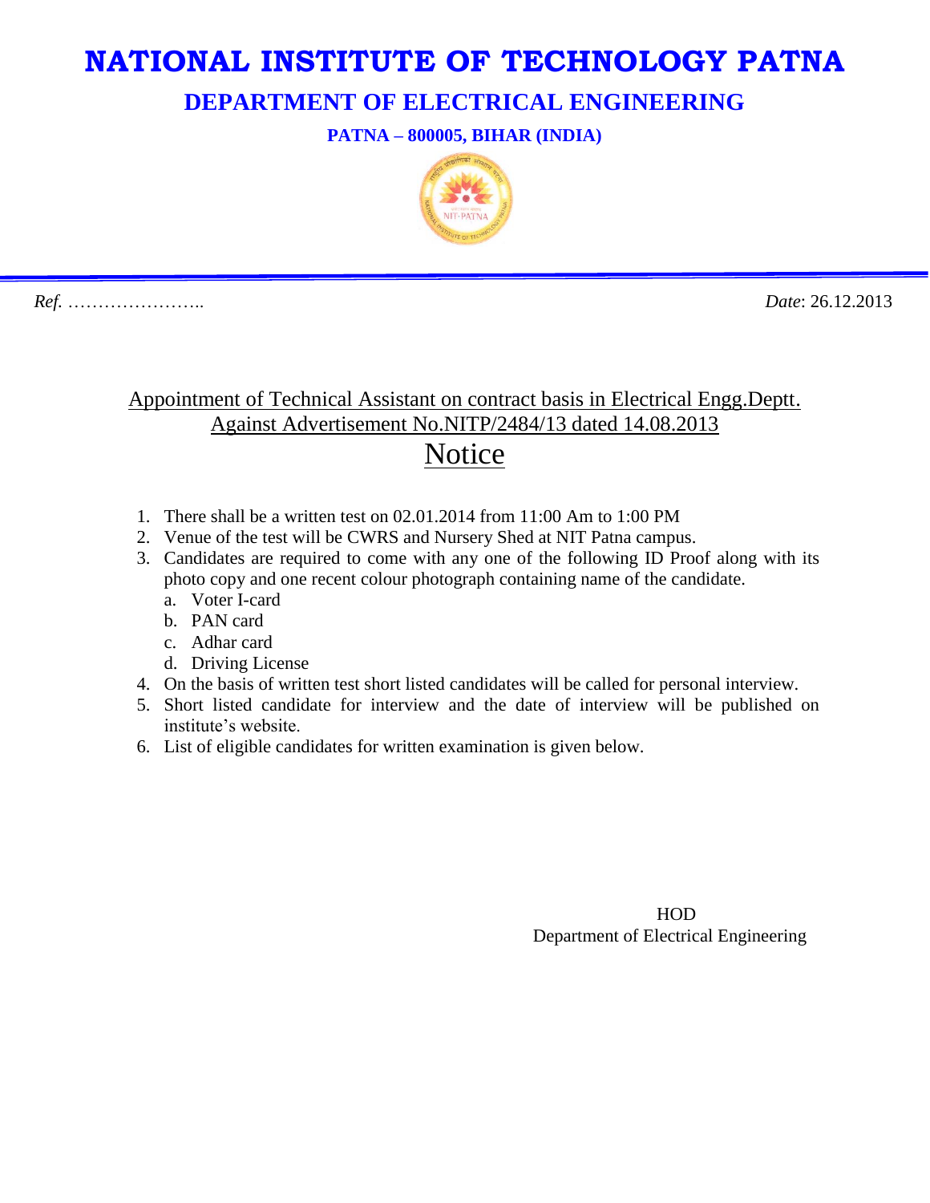# NATIONAL INSTITUTE OF TECHNOLOGY PATNA

## DEPARTMENT OF ELECTRICAL ENGINEERING

**PATNA – 800005, BIHAR (INDIA)**

*Ref.* …………………..                                                                                    *Date*: 26.12.2013

Appointment of Technical Assistant on contract basis in Electrical Engg.Deptt. Against Advertisement No.NITP/2484/13 dated 14.08.2013

## Notice

1. There shall be a written test on 02.01.2014 from 11:00 Am to 1:00 PM
2. Venue of the test will be CWRS and Nursery Shed at NIT Patna campus.
3. Candidates are required to come with any one of the following ID Proof along with its photo copy and one recent colour photograph containing name of the candidate.
   a. Voter I-card
   b. PAN card
   c. Adhar card
   d. Driving License
4. On the basis of written test short listed candidates will be called for personal interview.
5. Short listed candidate for interview and the date of interview will be published on institute's website.
6. List of eligible candidates for written examination is given below.

HOD
Department of Electrical Engineering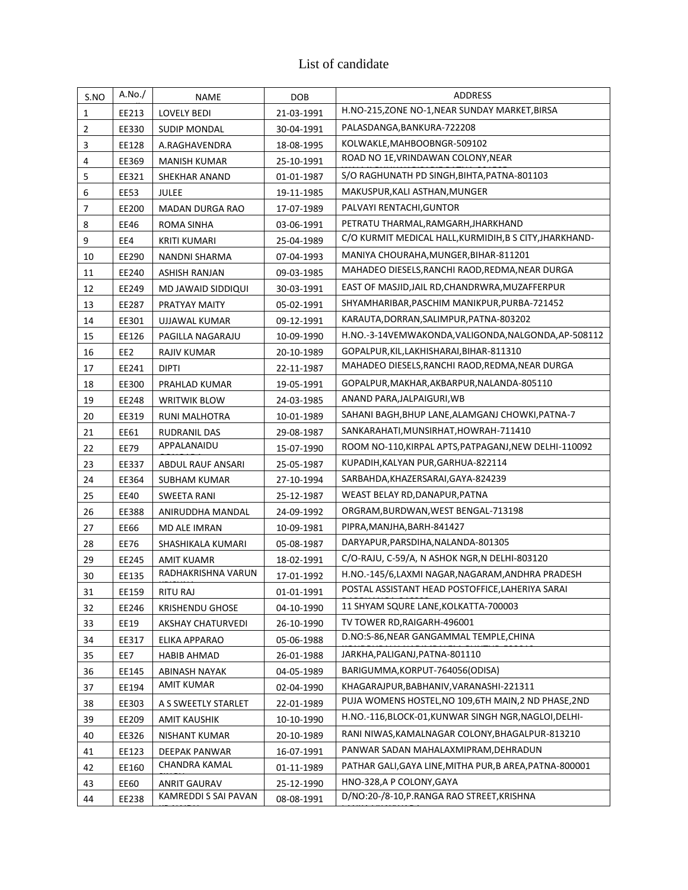# List of candidate

| S.NO | A.No./ | NAME | DOB | ADDRESS |
|---|---|---|---|---|
| 1 | EE213 | LOVELY BEDI | 21-03-1991 | H.NO-215,ZONE NO-1,NEAR SUNDAY MARKET,BIRSA |
| 2 | EE330 | SUDIP MONDAL | 30-04-1991 | PALASDANGA,BANKURA-722208 |
| 3 | EE128 | A.RAGHAVENDRA | 18-08-1995 | KOLWAKLE,MAHBOOBNGR-509102 |
| 4 | EE369 | MANISH KUMAR | 25-10-1991 | ROAD NO 1E,VRINDAWAN COLONY,NEAR |
| 5 | EE321 | SHEKHAR ANAND | 01-01-1987 | S/O RAGHUNATH PD SINGH,BIHTA,PATNA-801103 |
| 6 | EE53 | JULEE | 19-11-1985 | MAKUSPUR,KALI ASTHAN,MUNGER |
| 7 | EE200 | MADAN DURGA RAO | 17-07-1989 | PALVAYI RENTACHI,GUNTOR |
| 8 | EE46 | ROMA SINHA | 03-06-1991 | PETRATU THARMAL,RAMGARH,JHARKHAND |
| 9 | EE4 | KRITI KUMARI | 25-04-1989 | C/O KURMIT MEDICAL HALL,KURMIDIH,B S CITY,JHARKHAND- |
| 10 | EE290 | NANDNI SHARMA | 07-04-1993 | MANIYA CHOURAHA,MUNGER,BIHAR-811201 |
| 11 | EE240 | ASHISH RANJAN | 09-03-1985 | MAHADEO DIESELS,RANCHI RAOD,REDMA,NEAR DURGA |
| 12 | EE249 | MD JAWAID SIDDIQUI | 30-03-1991 | EAST OF MASJID,JAIL RD,CHANDRWRA,MUZAFFERPUR |
| 13 | EE287 | PRATYAY MAITY | 05-02-1991 | SHYAMHARIBAR,PASCHIM MANIKPUR,PURBA-721452 |
| 14 | EE301 | UJJAWAL KUMAR | 09-12-1991 | KARAUTA,DORRAN,SALIMPUR,PATNA-803202 |
| 15 | EE126 | PAGILLA NAGARAJU | 10-09-1990 | H.NO.-3-14VEMWAKONDA,VALIGONDA,NALGONDA,AP-508112 |
| 16 | EE2 | RAJIV KUMAR | 20-10-1989 | GOPALPUR,KIL,LAKHISHARAI,BIHAR-811310 |
| 17 | EE241 | DIPTI | 22-11-1987 | MAHADEO DIESELS,RANCHI RAOD,REDMA,NEAR DURGA |
| 18 | EE300 | PRAHLAD KUMAR | 19-05-1991 | GOPALPUR,MAKHAR,AKBARPUR,NALANDA-805110 |
| 19 | EE248 | WRITWIK BLOW | 24-03-1985 | ANAND PARA,JALPAIGURI,WB |
| 20 | EE319 | RUNI MALHOTRA | 10-01-1989 | SAHANI BAGH,BHUP LANE,ALAMGANJ CHOWKI,PATNA-7 |
| 21 | EE61 | RUDRANIL DAS | 29-08-1987 | SANKARAHATI,MUNSIRHAT,HOWRAH-711410 |
| 22 | EE79 | APPALANAIDU | 15-07-1990 | ROOM NO-110,KIRPAL APTS,PATPAGANJ,NEW DELHI-110092 |
| 23 | EE337 | ABDUL RAUF ANSARI | 25-05-1987 | KUPADIH,KALYAN PUR,GARHUA-822114 |
| 24 | EE364 | SUBHAM KUMAR | 27-10-1994 | SARBAHDA,KHAZERSARAI,GAYA-824239 |
| 25 | EE40 | SWEETA RANI | 25-12-1987 | WEAST BELAY RD,DANAPUR,PATNA |
| 26 | EE388 | ANIRUDDHA MANDAL | 24-09-1992 | ORGRAM,BURDWAN,WEST BENGAL-713198 |
| 27 | EE66 | MD ALE IMRAN | 10-09-1981 | PIPRA,MANJHA,BARH-841427 |
| 28 | EE76 | SHASHIKALA KUMARI | 05-08-1987 | DARYAPUR,PARSDIHA,NALANDA-801305 |
| 29 | EE245 | AMIT KUAMR | 18-02-1991 | C/O-RAJU, C-59/A, N ASHOK NGR,N DELHI-803120 |
| 30 | EE135 | RADHAKRISHNA VARUN | 17-01-1992 | H.NO.-145/6,LAXMI NAGAR,NAGARAM,ANDHRA PRADESH |
| 31 | EE159 | RITU RAJ | 01-01-1991 | POSTAL ASSISTANT HEAD POSTOFFICE,LAHERIYA SARAI |
| 32 | EE246 | KRISHENDU GHOSE | 04-10-1990 | 11 SHYAM SQURE LANE,KOLKATTA-700003 |
| 33 | EE19 | AKSHAY CHATURVEDI | 26-10-1990 | TV TOWER RD,RAIGARH-496001 |
| 34 | EE317 | ELIKA APPARAO | 05-06-1988 | D.NO:S-86,NEAR GANGAMMAL TEMPLE,CHINA |
| 35 | EE7 | HABIB AHMAD | 26-01-1988 | JARKHA,PALIGANJ,PATNA-801110 |
| 36 | EE145 | ABINASH NAYAK | 04-05-1989 | BARIGUMMA,KORPUT-764056(ODISA) |
| 37 | EE194 | AMIT KUMAR | 02-04-1990 | KHAGARAJPUR,BABHANIV,VARANASHI-221311 |
| 38 | EE303 | A S SWEETLY STARLET | 22-01-1989 | PUJA WOMENS HOSTEL,NO 109,6TH MAIN,2 ND PHASE,2ND |
| 39 | EE209 | AMIT KAUSHIK | 10-10-1990 | H.NO.-116,BLOCK-01,KUNWAR SINGH NGR,NAGLOI,DELHI- |
| 40 | EE326 | NISHANT KUMAR | 20-10-1989 | RANI NIWAS,KAMALNAGAR COLONY,BHAGALPUR-813210 |
| 41 | EE123 | DEEPAK PANWAR | 16-07-1991 | PANWAR SADAN MAHALAXMIPRAM,DEHRADUN |
| 42 | EE160 | CHANDRA KAMAL | 01-11-1989 | PATHAR GALI,GAYA LINE,MITHA PUR,B AREA,PATNA-800001 |
| 43 | EE60 | ANRIT GAURAV | 25-12-1990 | HNO-328,A P COLONY,GAYA |
| 44 | EE238 | KAMREDDI S SAI PAVAN | 08-08-1991 | D/NO:20-/8-10,P.RANGA RAO STREET,KRISHNA |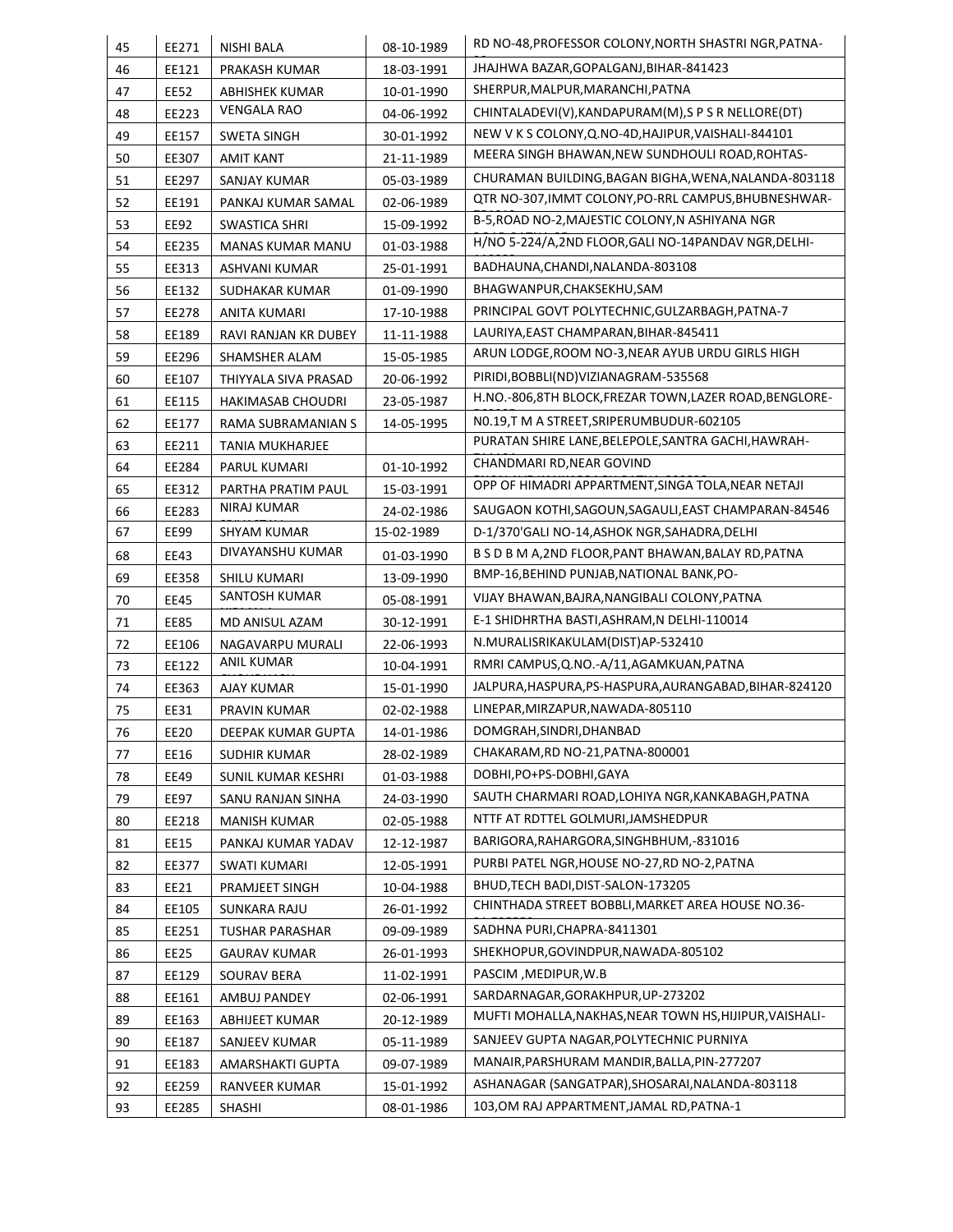| 45 | EE271 | NISHI BALA | 08-10-1989 | RD NO-48,PROFESSOR COLONY,NORTH SHASTRI NGR,PATNA- |
|---|---|---|---|---|
| 46 | EE121 | PRAKASH KUMAR | 18-03-1991 | JHAJHWA BAZAR,GOPALGANJ,BIHAR-841423 |
| 47 | EE52 | ABHISHEK KUMAR | 10-01-1990 | SHERPUR,MALPUR,MARANCHI,PATNA |
| 48 | EE223 | VENGALA RAO | 04-06-1992 | CHINTALADEVI(V),KANDAPURAM(M),S P S R NELLORE(DT) |
| 49 | EE157 | SWETA SINGH | 30-01-1992 | NEW V K S COLONY,Q.NO-4D,HAJIPUR,VAISHALI-844101 |
| 50 | EE307 | AMIT KANT | 21-11-1989 | MEERA SINGH BHAWAN,NEW SUNDHOULI ROAD,ROHTAS- |
| 51 | EE297 | SANJAY KUMAR | 05-03-1989 | CHURAMAN BUILDING,BAGAN BIGHA,WENA,NALANDA-803118 |
| 52 | EE191 | PANKAJ KUMAR SAMAL | 02-06-1989 | QTR NO-307,IMMT COLONY,PO-RRL CAMPUS,BHUBNESHWAR- |
| 53 | EE92 | SWASTICA SHRI | 15-09-1992 | B-5,ROAD NO-2,MAJESTIC COLONY,N ASHIYANA NGR |
| 54 | EE235 | MANAS KUMAR MANU | 01-03-1988 | H/NO 5-224/A,2ND FLOOR,GALI NO-14PANDAV NGR,DELHI- |
| 55 | EE313 | ASHVANI KUMAR | 25-01-1991 | BADHAUNA,CHANDI,NALANDA-803108 |
| 56 | EE132 | SUDHAKAR KUMAR | 01-09-1990 | BHAGWANPUR,CHAKSEKHU,SAM |
| 57 | EE278 | ANITA KUMARI | 17-10-1988 | PRINCIPAL GOVT POLYTECHNIC,GULZARBAGH,PATNA-7 |
| 58 | EE189 | RAVI RANJAN KR DUBEY | 11-11-1988 | LAURIYA,EAST CHAMPARAN,BIHAR-845411 |
| 59 | EE296 | SHAMSHER ALAM | 15-05-1985 | ARUN LODGE,ROOM NO-3,NEAR AYUB URDU GIRLS HIGH |
| 60 | EE107 | THIYYALA SIVA PRASAD | 20-06-1992 | PIRIDI,BOBBLI(ND)VIZIANAGRAM-535568 |
| 61 | EE115 | HAKIMASAB CHOUDRI | 23-05-1987 | H.NO.-806,8TH BLOCK,FREZAR TOWN,LAZER ROAD,BENGLORE- |
| 62 | EE177 | RAMA SUBRAMANIAN S | 14-05-1995 | N0.19,T M A STREET,SRIPERUMBUDUR-602105 |
| 63 | EE211 | TANIA MUKHARJEE | | PURATAN SHIRE LANE,BELEPOLE,SANTRA GACHI,HAWRAH- |
| 64 | EE284 | PARUL KUMARI | 01-10-1992 | CHANDMARI RD,NEAR GOVIND |
| 65 | EE312 | PARTHA PRATIM PAUL | 15-03-1991 | OPP OF HIMADRI APPARTMENT,SINGA TOLA,NEAR NETAJI |
| 66 | EE283 | NIRAJ KUMAR | 24-02-1986 | SAUGAON KOTHI,SAGOUN,SAGAULI,EAST CHAMPARAN-84546 |
| 67 | EE99 | SHYAM KUMAR | 15-02-1989 | D-1/370'GALI NO-14,ASHOK NGR,SAHADRA,DELHI |
| 68 | EE43 | DIVAYANSHU KUMAR | 01-03-1990 | B S D B M A,2ND FLOOR,PANT BHAWAN,BALAY RD,PATNA |
| 69 | EE358 | SHILU KUMARI | 13-09-1990 | BMP-16,BEHIND PUNJAB,NATIONAL BANK,PO- |
| 70 | EE45 | SANTOSH KUMAR | 05-08-1991 | VIJAY BHAWAN,BAJRA,NANGIBALI COLONY,PATNA |
| 71 | EE85 | MD ANISUL AZAM | 30-12-1991 | E-1 SHIDHRTHA BASTI,ASHRAM,N DELHI-110014 |
| 72 | EE106 | NAGAVARPU MURALI | 22-06-1993 | N.MURALISRIKAKULAM(DIST)AP-532410 |
| 73 | EE122 | ANIL KUMAR | 10-04-1991 | RMRI CAMPUS,Q.NO.-A/11,AGAMKUAN,PATNA |
| 74 | EE363 | AJAY KUMAR | 15-01-1990 | JALPURA,HASPURA,PS-HASPURA,AURANGABAD,BIHAR-824120 |
| 75 | EE31 | PRAVIN KUMAR | 02-02-1988 | LINEPAR,MIRZAPUR,NAWADA-805110 |
| 76 | EE20 | DEEPAK KUMAR GUPTA | 14-01-1986 | DOMGRAH,SINDRI,DHANBAD |
| 77 | EE16 | SUDHIR KUMAR | 28-02-1989 | CHAKARAM,RD NO-21,PATNA-800001 |
| 78 | EE49 | SUNIL KUMAR KESHRI | 01-03-1988 | DOBHI,PO+PS-DOBHI,GAYA |
| 79 | EE97 | SANU RANJAN SINHA | 24-03-1990 | SAUTH CHARMARI ROAD,LOHIYA NGR,KANKABAGH,PATNA |
| 80 | EE218 | MANISH KUMAR | 02-05-1988 | NTTF AT RDTTEL GOLMURI,JAMSHEDPUR |
| 81 | EE15 | PANKAJ KUMAR YADAV | 12-12-1987 | BARIGORA,RAHARGORA,SINGHBHUM,-831016 |
| 82 | EE377 | SWATI KUMARI | 12-05-1991 | PURBI PATEL NGR,HOUSE NO-27,RD NO-2,PATNA |
| 83 | EE21 | PRAMJEET SINGH | 10-04-1988 | BHUD,TECH BADI,DIST-SALON-173205 |
| 84 | EE105 | SUNKARA RAJU | 26-01-1992 | CHINTHADA STREET BOBBLI,MARKET AREA HOUSE NO.36- |
| 85 | EE251 | TUSHAR PARASHAR | 09-09-1989 | SADHNA PURI,CHAPRA-8411301 |
| 86 | EE25 | GAURAV KUMAR | 26-01-1993 | SHEKHOPUR,GOVINDPUR,NAWADA-805102 |
| 87 | EE129 | SOURAV BERA | 11-02-1991 | PASCIM ,MEDIPUR,W.B |
| 88 | EE161 | AMBUJ PANDEY | 02-06-1991 | SARDARNAGAR,GORAKHPUR,UP-273202 |
| 89 | EE163 | ABHIJEET KUMAR | 20-12-1989 | MUFTI MOHALLA,NAKHAS,NEAR TOWN HS,HIJIPUR,VAISHALI- |
| 90 | EE187 | SANJEEV KUMAR | 05-11-1989 | SANJEEV GUPTA NAGAR,POLYTECHNIC PURNIYA |
| 91 | EE183 | AMARSHAKTI GUPTA | 09-07-1989 | MANAIR,PARSHURAM MANDIR,BALLA,PIN-277207 |
| 92 | EE259 | RANVEER KUMAR | 15-01-1992 | ASHANAGAR (SANGATPAR),SHOSARAI,NALANDA-803118 |
| 93 | EE285 | SHASHI | 08-01-1986 | 103,OM RAJ APPARTMENT,JAMAL RD,PATNA-1 |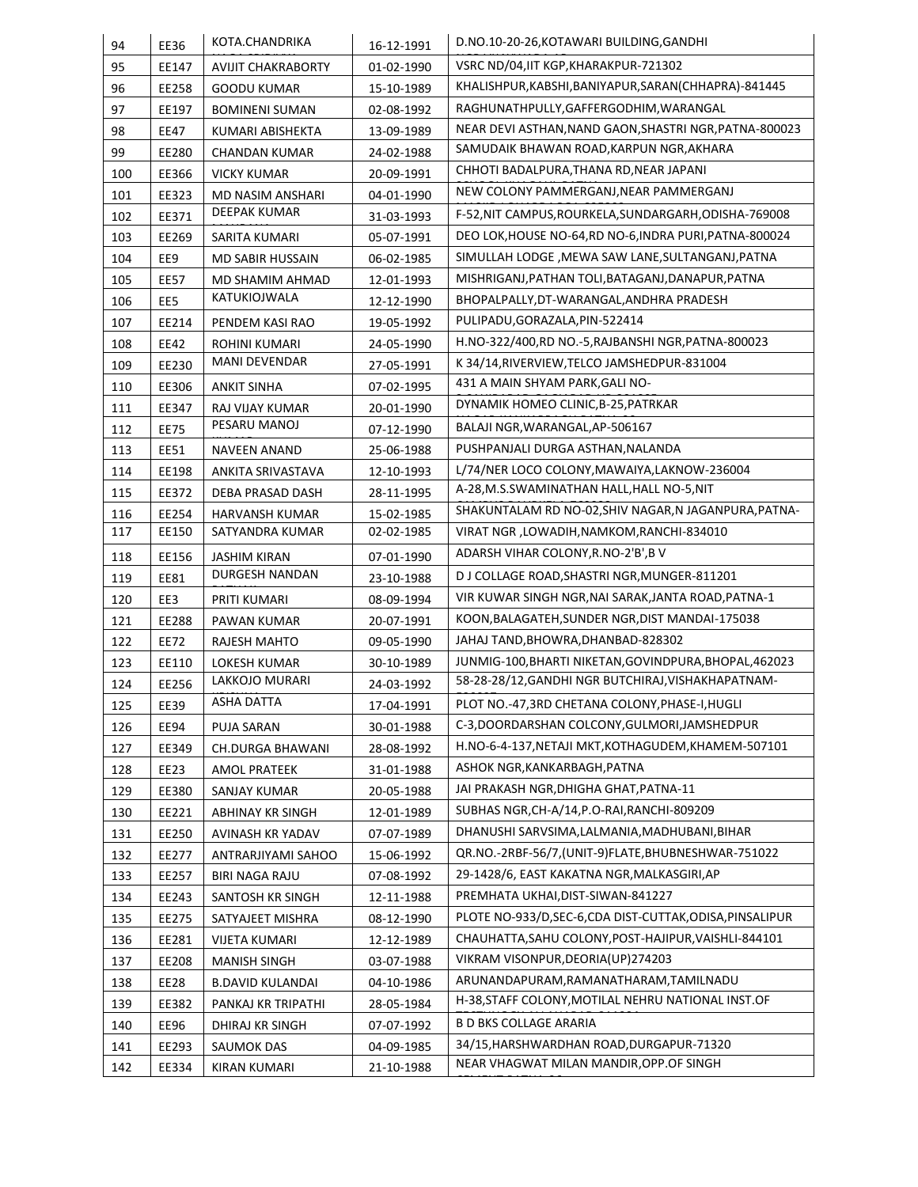| 94 | EE36 | KOTA.CHANDRIKA | 16-12-1991 | D.NO.10-20-26,KOTAWARI BUILDING,GANDHI |
|---|---|---|---|---|
| 95 | EE147 | AVIJIT CHAKRABORTY | 01-02-1990 | VSRC ND/04,IIT KGP,KHARAKPUR-721302 |
| 96 | EE258 | GOODU KUMAR | 15-10-1989 | KHALISHPUR,KABSHI,BANIYAPUR,SARAN(CHHAPRA)-841445 |
| 97 | EE197 | BOMINENI SUMAN | 02-08-1992 | RAGHUNATHPULLY,GAFFERGODHIM,WARANGAL |
| 98 | EE47 | KUMARI ABISHEKTA | 13-09-1989 | NEAR DEVI ASTHAN,NAND GAON,SHASTRI NGR,PATNA-800023 |
| 99 | EE280 | CHANDAN KUMAR | 24-02-1988 | SAMUDAIK BHAWAN ROAD,KARPUN NGR,AKHARA |
| 100 | EE366 | VICKY KUMAR | 20-09-1991 | CHHOTI BADALPURA,THANA RD,NEAR JAPANI |
| 101 | EE323 | MD NASIM ANSHARI | 04-01-1990 | NEW COLONY PAMMERGANJ,NEAR PAMMERGANJ |
| 102 | EE371 | DEEPAK KUMAR | 31-03-1993 | F-52,NIT CAMPUS,ROURKELA,SUNDARGARH,ODISHA-769008 |
| 103 | EE269 | SARITA KUMARI | 05-07-1991 | DEO LOK,HOUSE NO-64,RD NO-6,INDRA PURI,PATNA-800024 |
| 104 | EE9 | MD SABIR HUSSAIN | 06-02-1985 | SIMULLAH LODGE ,MEWA SAW LANE,SULTANGANJ,PATNA |
| 105 | EE57 | MD SHAMIM AHMAD | 12-01-1993 | MISHRIGANJ,PATHAN TOLI,BATAGANJ,DANAPUR,PATNA |
| 106 | EE5 | KATUKIOJWALA | 12-12-1990 | BHOPALPALLY,DT-WARANGAL,ANDHRA PRADESH |
| 107 | EE214 | PENDEM KASI RAO | 19-05-1992 | PULIPADU,GORAZALA,PIN-522414 |
| 108 | EE42 | ROHINI KUMARI | 24-05-1990 | H.NO-322/400,RD NO.-5,RAJBANSHI NGR,PATNA-800023 |
| 109 | EE230 | MANI DEVENDAR | 27-05-1991 | K 34/14,RIVERVIEW,TELCO JAMSHEDPUR-831004 |
| 110 | EE306 | ANKIT SINHA | 07-02-1995 | 431 A MAIN SHYAM PARK,GALI NO- |
| 111 | EE347 | RAJ VIJAY KUMAR | 20-01-1990 | DYNAMIK HOMEO CLINIC,B-25,PATRKAR |
| 112 | EE75 | PESARU MANOJ | 07-12-1990 | BALAJI NGR,WARANGAL,AP-506167 |
| 113 | EE51 | NAVEEN ANAND | 25-06-1988 | PUSHPANJALI DURGA ASTHAN,NALANDA |
| 114 | EE198 | ANKITA SRIVASTAVA | 12-10-1993 | L/74/NER LOCO COLONY,MAWAIYA,LAKNOW-236004 |
| 115 | EE372 | DEBA PRASAD DASH | 28-11-1995 | A-28,M.S.SWAMINATHAN HALL,HALL NO-5,NIT |
| 116 | EE254 | HARVANSH KUMAR | 15-02-1985 | SHAKUNTALAM RD NO-02,SHIV NAGAR,N JAGANPURA,PATNA- |
| 117 | EE150 | SATYANDRA KUMAR | 02-02-1985 | VIRAT NGR ,LOWADIH,NAMKOM,RANCHI-834010 |
| 118 | EE156 | JASHIM KIRAN | 07-01-1990 | ADARSH VIHAR COLONY,R.NO-2'B',B V |
| 119 | EE81 | DURGESH NANDAN | 23-10-1988 | D J COLLAGE ROAD,SHASTRI NGR,MUNGER-811201 |
| 120 | EE3 | PRITI KUMARI | 08-09-1994 | VIR KUWAR SINGH NGR,NAI SARAK,JANTA ROAD,PATNA-1 |
| 121 | EE288 | PAWAN KUMAR | 20-07-1991 | KOON,BALAGATEH,SUNDER NGR,DIST MANDAI-175038 |
| 122 | EE72 | RAJESH MAHTO | 09-05-1990 | JAHAJ TAND,BHOWRA,DHANBAD-828302 |
| 123 | EE110 | LOKESH KUMAR | 30-10-1989 | JUNMIG-100,BHARTI NIKETAN,GOVINDPURA,BHOPAL,462023 |
| 124 | EE256 | LAKKOJO MURARI | 24-03-1992 | 58-28-28/12,GANDHI NGR BUTCHIRAJ,VISHAKHAPATNAM- |
| 125 | EE39 | ASHA DATTA | 17-04-1991 | PLOT NO.-47,3RD CHETANA COLONY,PHASE-I,HUGLI |
| 126 | EE94 | PUJA SARAN | 30-01-1988 | C-3,DOORDARSHAN COLCONY,GULMORI,JAMSHEDPUR |
| 127 | EE349 | CH.DURGA BHAWANI | 28-08-1992 | H.NO-6-4-137,NETAJI MKT,KOTHAGUDEM,KHAMEM-507101 |
| 128 | EE23 | AMOL PRATEEK | 31-01-1988 | ASHOK NGR,KANKARBAGH,PATNA |
| 129 | EE380 | SANJAY KUMAR | 20-05-1988 | JAI PRAKASH NGR,DHIGHA GHAT,PATNA-11 |
| 130 | EE221 | ABHINAY KR SINGH | 12-01-1989 | SUBHAS NGR,CH-A/14,P.O-RAI,RANCHI-809209 |
| 131 | EE250 | AVINASH KR YADAV | 07-07-1989 | DHANUSHI SARVSIMA,LALMANIA,MADHUBANI,BIHAR |
| 132 | EE277 | ANTRARJIYAMI SAHOO | 15-06-1992 | QR.NO.-2RBF-56/7,(UNIT-9)FLATE,BHUBNESHWAR-751022 |
| 133 | EE257 | BIRI NAGA RAJU | 07-08-1992 | 29-1428/6, EAST KAKATNA NGR,MALKASGIRI,AP |
| 134 | EE243 | SANTOSH KR SINGH | 12-11-1988 | PREMHATA UKHAI,DIST-SIWAN-841227 |
| 135 | EE275 | SATYAJEET MISHRA | 08-12-1990 | PLOTE NO-933/D,SEC-6,CDA DIST-CUTTAK,ODISA,PINSALIPUR |
| 136 | EE281 | VIJETA KUMARI | 12-12-1989 | CHAUHATTA,SAHU COLONY,POST-HAJIPUR,VAISHLI-844101 |
| 137 | EE208 | MANISH SINGH | 03-07-1988 | VIKRAM VISONPUR,DEORIA(UP)274203 |
| 138 | EE28 | B.DAVID KULANDAI | 04-10-1986 | ARUNANDAPURAM,RAMANATHARAM,TAMILNADU |
| 139 | EE382 | PANKAJ KR TRIPATHI | 28-05-1984 | H-38,STAFF COLONY,MOTILAL NEHRU NATIONAL INST.OF |
| 140 | EE96 | DHIRAJ KR SINGH | 07-07-1992 | B D BKS COLLAGE ARARIA |
| 141 | EE293 | SAUMOK DAS | 04-09-1985 | 34/15,HARSHWARDHAN ROAD,DURGAPUR-71320 |
| 142 | EE334 | KIRAN KUMARI | 21-10-1988 | NEAR VHAGWAT MILAN MANDIR,OPP.OF SINGH |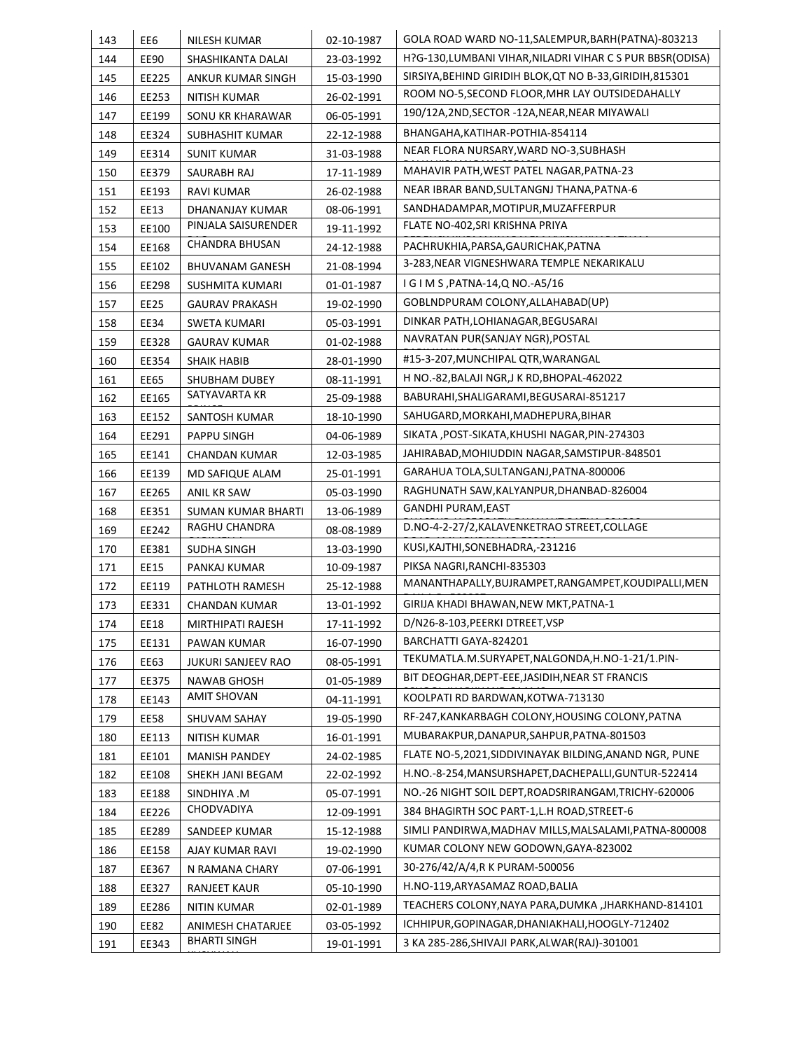| 143 | EE6 | NILESH KUMAR | 02-10-1987 | GOLA ROAD WARD NO-11,SALEMPUR,BARH(PATNA)-803213 |
|---|---|---|---|---|
| 144 | EE90 | SHASHIKANTA DALAI | 23-03-1992 | H?G-130,LUMBANI VIHAR,NILADRI VIHAR C S PUR BBSR(ODISA) |
| 145 | EE225 | ANKUR KUMAR SINGH | 15-03-1990 | SIRSIYA,BEHIND GIRIDIH BLOK,QT NO B-33,GIRIDIH,815301 |
| 146 | EE253 | NITISH KUMAR | 26-02-1991 | ROOM NO-5,SECOND FLOOR,MHR LAY OUTSIDEDAHALLY |
| 147 | EE199 | SONU KR KHARAWAR | 06-05-1991 | 190/12A,2ND,SECTOR -12A,NEAR,NEAR MIYAWALI |
| 148 | EE324 | SUBHASHIT KUMAR | 22-12-1988 | BHANGAHA,KATIHAR-POTHIA-854114 |
| 149 | EE314 | SUNIT KUMAR | 31-03-1988 | NEAR FLORA NURSARY,WARD NO-3,SUBHASH |
| 150 | EE379 | SAURABH RAJ | 17-11-1989 | MAHAVIR PATH,WEST PATEL NAGAR,PATNA-23 |
| 151 | EE193 | RAVI KUMAR | 26-02-1988 | NEAR IBRAR BAND,SULTANGNJ THANA,PATNA-6 |
| 152 | EE13 | DHANANJAY KUMAR | 08-06-1991 | SANDHADAMPAR,MOTIPUR,MUZAFFERPUR |
| 153 | EE100 | PINJALA SAISURENDER | 19-11-1992 | FLATE NO-402,SRI KRISHNA PRIYA |
| 154 | EE168 | CHANDRA BHUSAN | 24-12-1988 | PACHRUKHIA,PARSA,GAURICHAK,PATNA |
| 155 | EE102 | BHUVANAM GANESH | 21-08-1994 | 3-283,NEAR VIGNESHWARA TEMPLE NEKARIKALU |
| 156 | EE298 | SUSHMITA KUMARI | 01-01-1987 | I G I M S ,PATNA-14,Q NO.-A5/16 |
| 157 | EE25 | GAURAV PRAKASH | 19-02-1990 | GOBLNDPURAM COLONY,ALLAHABAD(UP) |
| 158 | EE34 | SWETA KUMARI | 05-03-1991 | DINKAR PATH,LOHIANAGAR,BEGUSARAI |
| 159 | EE328 | GAURAV KUMAR | 01-02-1988 | NAVRATAN PUR(SANJAY NGR),POSTAL |
| 160 | EE354 | SHAIK HABIB | 28-01-1990 | #15-3-207,MUNCHIPAL QTR,WARANGAL |
| 161 | EE65 | SHUBHAM DUBEY | 08-11-1991 | H NO.-82,BALAJI NGR,J K RD,BHOPAL-462022 |
| 162 | EE165 | SATYAVARTA KR | 25-09-1988 | BABURAHI,SHALIGARAMI,BEGUSARAI-851217 |
| 163 | EE152 | SANTOSH KUMAR | 18-10-1990 | SAHUGARD,MORKAHI,MADHEPURA,BIHAR |
| 164 | EE291 | PAPPU SINGH | 04-06-1989 | SIKATA ,POST-SIKATA,KHUSHI NAGAR,PIN-274303 |
| 165 | EE141 | CHANDAN KUMAR | 12-03-1985 | JAHIRABAD,MOHIUDDIN NAGAR,SAMSTIPUR-848501 |
| 166 | EE139 | MD SAFIQUE ALAM | 25-01-1991 | GARAHUA TOLA,SULTANGANJ,PATNA-800006 |
| 167 | EE265 | ANIL KR SAW | 05-03-1990 | RAGHUNATH SAW,KALYANPUR,DHANBAD-826004 |
| 168 | EE351 | SUMAN KUMAR BHARTI | 13-06-1989 | GANDHI PURAM,EAST |
| 169 | EE242 | RAGHU CHANDRA | 08-08-1989 | D.NO-4-2-27/2,KALAVENKETRAO STREET,COLLAGE |
| 170 | EE381 | SUDHA SINGH | 13-03-1990 | KUSI,KAJTHI,SONEBHADRA,-231216 |
| 171 | EE15 | PANKAJ KUMAR | 10-09-1987 | PIKSA NAGRI,RANCHI-835303 |
| 172 | EE119 | PATHLOTH RAMESH | 25-12-1988 | MANANTHAPALLY,BUJRAMPET,RANGAMPET,KOUDIPALLI,MEN |
| 173 | EE331 | CHANDAN KUMAR | 13-01-1992 | GIRIJA KHADI BHAWAN,NEW MKT,PATNA-1 |
| 174 | EE18 | MIRTHIPATI RAJESH | 17-11-1992 | D/N26-8-103,PEERKI DTREET,VSP |
| 175 | EE131 | PAWAN KUMAR | 16-07-1990 | BARCHATTI GAYA-824201 |
| 176 | EE63 | JUKURI SANJEEV RAO | 08-05-1991 | TEKUMATLA.M.SURYAPET,NALGONDA,H.NO-1-21/1.PIN- |
| 177 | EE375 | NAWAB GHOSH | 01-05-1989 | BIT DEOGHAR,DEPT-EEE,JASIDIH,NEAR ST FRANCIS |
| 178 | EE143 | AMIT SHOVAN | 04-11-1991 | KOOLPATI RD BARDWAN,KOTWA-713130 |
| 179 | EE58 | SHUVAM SAHAY | 19-05-1990 | RF-247,KANKARBAGH COLONY,HOUSING COLONY,PATNA |
| 180 | EE113 | NITISH KUMAR | 16-01-1991 | MUBARAKPUR,DANAPUR,SAHPUR,PATNA-801503 |
| 181 | EE101 | MANISH PANDEY | 24-02-1985 | FLATE NO-5,2021,SIDDIVINAYAK BILDING,ANAND NGR, PUNE |
| 182 | EE108 | SHEKH JANI BEGAM | 22-02-1992 | H.NO.-8-254,MANSURSHAPET,DACHEPALLI,GUNTUR-522414 |
| 183 | EE188 | SINDHIYA .M | 05-07-1991 | NO.-26 NIGHT SOIL DEPT,ROADSRIRANGAM,TRICHY-620006 |
| 184 | EE226 | CHODVADIYA | 12-09-1991 | 384 BHAGIRTH SOC PART-1,L.H ROAD,STREET-6 |
| 185 | EE289 | SANDEEP KUMAR | 15-12-1988 | SIMLI PANDIRWA,MADHAV MILLS,MALSALAMI,PATNA-800008 |
| 186 | EE158 | AJAY KUMAR RAVI | 19-02-1990 | KUMAR COLONY NEW GODOWN,GAYA-823002 |
| 187 | EE367 | N RAMANA CHARY | 07-06-1991 | 30-276/42/A/4,R K PURAM-500056 |
| 188 | EE327 | RANJEET KAUR | 05-10-1990 | H.NO-119,ARYASAMAZ ROAD,BALIA |
| 189 | EE286 | NITIN KUMAR | 02-01-1989 | TEACHERS COLONY,NAYA PARA,DUMKA ,JHARKHAND-814101 |
| 190 | EE82 | ANIMESH CHATARJEE | 03-05-1992 | ICHHIPUR,GOPINAGAR,DHANIAKHALI,HOOGLY-712402 |
| 191 | EE343 | BHARTI SINGH | 19-01-1991 | 3 KA 285-286,SHIVAJI PARK,ALWAR(RAJ)-301001 |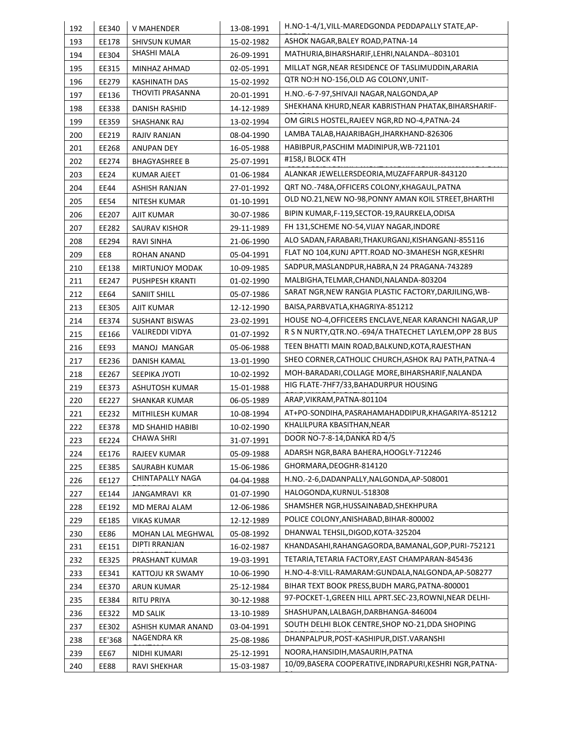| 192 | EE340 | V MAHENDER | 13-08-1991 | H.NO-1-4/1,VILL-MAREDGONDA PEDDAPALLY STATE,AP- |
|---|---|---|---|---|
| 193 | EE178 | SHIVSUN KUMAR | 15-02-1982 | ASHOK NAGAR,BALEY ROAD,PATNA-14 |
| 194 | EE304 | SHASHI MALA | 26-09-1991 | MATHURIA,BIHARSHARIF,LEHRI,NALANDA--803101 |
| 195 | EE315 | MINHAZ AHMAD | 02-05-1991 | MILLAT NGR,NEAR RESIDENCE OF TASLIMUDDIN,ARARIA |
| 196 | EE279 | KASHINATH DAS | 15-02-1992 | QTR NO:H NO-156,OLD AG COLONY,UNIT- |
| 197 | EE136 | THOVITI PRASANNA | 20-01-1991 | H.NO.-6-7-97,SHIVAJI NAGAR,NALGONDA,AP |
| 198 | EE338 | DANISH RASHID | 14-12-1989 | SHEKHANA KHURD,NEAR KABRISTHAN PHATAK,BIHARSHARIF- |
| 199 | EE359 | SHASHANK RAJ | 13-02-1994 | OM GIRLS HOSTEL,RAJEEV NGR,RD NO-4,PATNA-24 |
| 200 | EE219 | RAJIV RANJAN | 08-04-1990 | LAMBA TALAB,HAJARIBAGH,JHARKHAND-826306 |
| 201 | EE268 | ANUPAN DEY | 16-05-1988 | HABIBPUR,PASCHIM MADINIPUR,WB-721101 |
| 202 | EE274 | BHAGYASHREE B | 25-07-1991 | #158,I BLOCK 4TH |
| 203 | EE24 | KUMAR AJEET | 01-06-1984 | ALANKAR JEWELLERSDEORIA,MUZAFFARPUR-843120 |
| 204 | EE44 | ASHISH RANJAN | 27-01-1992 | QRT NO.-748A,OFFICERS COLONY,KHAGAUL,PATNA |
| 205 | EE54 | NITESH KUMAR | 01-10-1991 | OLD NO.21,NEW NO-98,PONNY AMAN KOIL STREET,BHARTHI |
| 206 | EE207 | AJIT KUMAR | 30-07-1986 | BIPIN KUMAR,F-119,SECTOR-19,RAURKELA,ODISA |
| 207 | EE282 | SAURAV KISHOR | 29-11-1989 | FH 131,SCHEME NO-54,VIJAY NAGAR,INDORE |
| 208 | EE294 | RAVI SINHA | 21-06-1990 | ALO SADAN,FARABARI,THAKURGANJ,KISHANGANJ-855116 |
| 209 | EE8 | ROHAN ANAND | 05-04-1991 | FLAT NO 104,KUNJ APTT.ROAD NO-3MAHESH NGR,KESHRI |
| 210 | EE138 | MIRTUNJOY MODAK | 10-09-1985 | SADPUR,MASLANDPUR,HABRA,N 24 PRAGANA-743289 |
| 211 | EE247 | PUSHPESH KRANTI | 01-02-1990 | MALBIGHA,TELMAR,CHANDI,NALANDA-803204 |
| 212 | EE64 | SANIIT SHILL | 05-07-1986 | SARAT NGR,NEW RANGIA PLASTIC FACTORY,DARJILING,WB- |
| 213 | EE305 | AJIT KUMAR | 12-12-1990 | BAISA,PARBVATLA,KHAGRIYA-851212 |
| 214 | EE374 | SUSHANT BISWAS | 23-02-1991 | HOUSE NO-4,OFFICEERS ENCLAVE,NEAR KARANCHI NAGAR,UP |
| 215 | EE166 | VALIREDDI VIDYA | 01-07-1992 | R S N NURTY,QTR.NO.-694/A THATECHET LAYLEM,OPP 28 BUS |
| 216 | EE93 | MANOJ MANGAR | 05-06-1988 | TEEN BHATTI MAIN ROAD,BALKUND,KOTA,RAJESTHAN |
| 217 | EE236 | DANISH KAMAL | 13-01-1990 | SHEO CORNER,CATHOLIC CHURCH,ASHOK RAJ PATH,PATNA-4 |
| 218 | EE267 | SEEPIKA JYOTI | 10-02-1992 | MOH-BARADARI,COLLAGE MORE,BIHARSHARIF,NALANDA |
| 219 | EE373 | ASHUTOSH KUMAR | 15-01-1988 | HIG FLATE-7HF7/33,BAHADURPUR HOUSING |
| 220 | EE227 | SHANKAR KUMAR | 06-05-1989 | ARAP,VIKRAM,PATNA-801104 |
| 221 | EE232 | MITHILESH KUMAR | 10-08-1994 | AT+PO-SONDIHA,PASRAHAMAHADDIPUR,KHAGARIYA-851212 |
| 222 | EE378 | MD SHAHID HABIBI | 10-02-1990 | KHALILPURA KBASITHAN,NEAR |
| 223 | EE224 | CHAWA SHRI | 31-07-1991 | DOOR NO-7-8-14,DANKA RD 4/5 |
| 224 | EE176 | RAJEEV KUMAR | 05-09-1988 | ADARSH NGR,BARA BAHERA,HOOGLY-712246 |
| 225 | EE385 | SAURABH KUMAR | 15-06-1986 | GHORMARA,DEOGHR-814120 |
| 226 | EE127 | CHINTAPALLY NAGA | 04-04-1988 | H.NO.-2-6,DADANPALLY,NALGONDA,AP-508001 |
| 227 | EE144 | JANGAMRAVI KR | 01-07-1990 | HALOGONDA,KURNUL-518308 |
| 228 | EE192 | MD MERAJ ALAM | 12-06-1986 | SHAMSHER NGR,HUSSAINABAD,SHEKHPURA |
| 229 | EE185 | VIKAS KUMAR | 12-12-1989 | POLICE COLONY,ANISHABAD,BIHAR-800002 |
| 230 | EE86 | MOHAN LAL MEGHWAL | 05-08-1992 | DHANWAL TEHSIL,DIGOD,KOTA-325204 |
| 231 | EE151 | DIPTI RRANJAN | 16-02-1987 | KHANDASAHI,RAHANGAGORDA,BAMANAL,GOP,PURI-752121 |
| 232 | EE325 | PRASHANT KUMAR | 19-03-1991 | TETARIA,TETARIA FACTORY,EAST CHAMPARAN-845436 |
| 233 | EE341 | KATTOJU KR SWAMY | 10-06-1990 | H.NO-4-8:VILL-RAMARAM:GUNDALA,NALGONDA,AP-508277 |
| 234 | EE370 | ARUN KUMAR | 25-12-1984 | BIHAR TEXT BOOK PRESS,BUDH MARG,PATNA-800001 |
| 235 | EE384 | RITU PRIYA | 30-12-1988 | 97-POCKET-1,GREEN HILL APRT.SEC-23,ROWNI,NEAR DELHI- |
| 236 | EE322 | MD SALIK | 13-10-1989 | SHASHUPAN,LALBAGH,DARBHANGA-846004 |
| 237 | EE302 | ASHISH KUMAR ANAND | 03-04-1991 | SOUTH DELHI BLOK CENTRE,SHOP NO-21,DDA SHOPING |
| 238 | EE'368 | NAGENDRA KR | 25-08-1986 | DHANPALPUR,POST-KASHIPUR,DIST.VARANSHI |
| 239 | EE67 | NIDHI KUMARI | 25-12-1991 | NOORA,HANSIDIH,MASAURIH,PATNA |
| 240 | EE88 | RAVI SHEKHAR | 15-03-1987 | 10/09,BASERA COOPERATIVE,INDRAPURI,KESHRI NGR,PATNA- |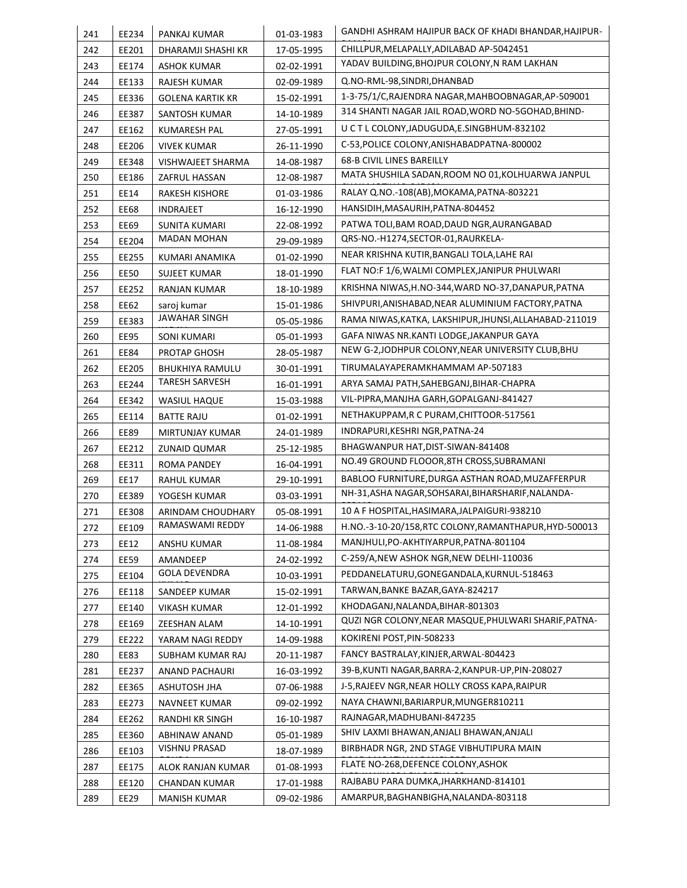| 241 | EE234 | PANKAJ KUMAR | 01-03-1983 | GANDHI ASHRAM HAJIPUR BACK OF KHADI BHANDAR,HAJIPUR- |
|---|---|---|---|---|
| 242 | EE201 | DHARAMJI SHASHI KR | 17-05-1995 | CHILLPUR,MELAPALLY,ADILABAD AP-5042451 |
| 243 | EE174 | ASHOK KUMAR | 02-02-1991 | YADAV BUILDING,BHOJPUR COLONY,N RAM LAKHAN |
| 244 | EE133 | RAJESH KUMAR | 02-09-1989 | Q.NO-RML-98,SINDRI,DHANBAD |
| 245 | EE336 | GOLENA KARTIK KR | 15-02-1991 | 1-3-75/1/C,RAJENDRA NAGAR,MAHBOOBNAGAR,AP-509001 |
| 246 | EE387 | SANTOSH KUMAR | 14-10-1989 | 314 SHANTI NAGAR JAIL ROAD,WORD NO-5GOHAD,BHIND- |
| 247 | EE162 | KUMARESH PAL | 27-05-1991 | U C T L COLONY,JADUGUDA,E.SINGBHUM-832102 |
| 248 | EE206 | VIVEK KUMAR | 26-11-1990 | C-53,POLICE COLONY,ANISHABADPATNA-800002 |
| 249 | EE348 | VISHWAJEET SHARMA | 14-08-1987 | 68-B CIVIL LINES BAREILLY |
| 250 | EE186 | ZAFRUL HASSAN | 12-08-1987 | MATA SHUSHILA SADAN,ROOM NO 01,KOLHUARWA JANPUL |
| 251 | EE14 | RAKESH KISHORE | 01-03-1986 | RALAY Q.NO.-108(AB),MOKAMA,PATNA-803221 |
| 252 | EE68 | INDRAJEET | 16-12-1990 | HANSIDIH,MASAURIH,PATNA-804452 |
| 253 | EE69 | SUNITA KUMARI | 22-08-1992 | PATWA TOLI,BAM ROAD,DAUD NGR,AURANGABAD |
| 254 | EE204 | MADAN MOHAN | 29-09-1989 | QRS-NO.-H1274,SECTOR-01,RAURKELA- |
| 255 | EE255 | KUMARI ANAMIKA | 01-02-1990 | NEAR KRISHNA KUTIR,BANGALI TOLA,LAHE RAI |
| 256 | EE50 | SUJEET KUMAR | 18-01-1990 | FLAT NO:F 1/6,WALMI COMPLEX,JANIPUR PHULWARI |
| 257 | EE252 | RANJAN KUMAR | 18-10-1989 | KRISHNA NIWAS,H.NO-344,WARD NO-37,DANAPUR,PATNA |
| 258 | EE62 | saroj kumar | 15-01-1986 | SHIVPURI,ANISHABAD,NEAR ALUMINIUM FACTORY,PATNA |
| 259 | EE383 | JAWAHAR SINGH | 05-05-1986 | RAMA NIWAS,KATKA, LAKSHIPUR,JHUNSI,ALLAHABAD-211019 |
| 260 | EE95 | SONI KUMARI | 05-01-1993 | GAFA NIWAS NR.KANTI LODGE,JAKANPUR GAYA |
| 261 | EE84 | PROTAP GHOSH | 28-05-1987 | NEW G-2,JODHPUR COLONY,NEAR UNIVERSITY CLUB,BHU |
| 262 | EE205 | BHUKHIYA RAMULU | 30-01-1991 | TIRUMALAYAPERAMKHAMMAM AP-507183 |
| 263 | EE244 | TARESH SARVESH | 16-01-1991 | ARYA SAMAJ PATH,SAHEBGANJ,BIHAR-CHAPRA |
| 264 | EE342 | WASIUL HAQUE | 15-03-1988 | VIL-PIPRA,MANJHA GARH,GOPALGANJ-841427 |
| 265 | EE114 | BATTE RAJU | 01-02-1991 | NETHAKUPPAM,R C PURAM,CHITTOOR-517561 |
| 266 | EE89 | MIRTUNJAY KUMAR | 24-01-1989 | INDRAPURI,KESHRI NGR,PATNA-24 |
| 267 | EE212 | ZUNAID QUMAR | 25-12-1985 | BHAGWANPUR HAT,DIST-SIWAN-841408 |
| 268 | EE311 | ROMA PANDEY | 16-04-1991 | NO.49 GROUND FLOOOR,8TH CROSS,SUBRAMANI |
| 269 | EE17 | RAHUL KUMAR | 29-10-1991 | BABLOO FURNITURE,DURGA ASTHAN ROAD,MUZAFFERPUR |
| 270 | EE389 | YOGESH KUMAR | 03-03-1991 | NH-31,ASHA NAGAR,SOHSARAI,BIHARSHARIF,NALANDA- |
| 271 | EE308 | ARINDAM CHOUDHARY | 05-08-1991 | 10 A F HOSPITAL,HASIMARA,JALPAIGURI-938210 |
| 272 | EE109 | RAMASWAMI REDDY | 14-06-1988 | H.NO.-3-10-20/158,RTC COLONY,RAMANTHAPUR,HYD-500013 |
| 273 | EE12 | ANSHU KUMAR | 11-08-1984 | MANJHULI,PO-AKHTIYARPUR,PATNA-801104 |
| 274 | EE59 | AMANDEEP | 24-02-1992 | C-259/A,NEW ASHOK NGR,NEW DELHI-110036 |
| 275 | EE104 | GOLA DEVENDRA | 10-03-1991 | PEDDANELATURU,GONEGANDALA,KURNUL-518463 |
| 276 | EE118 | SANDEEP KUMAR | 15-02-1991 | TARWAN,BANKE BAZAR,GAYA-824217 |
| 277 | EE140 | VIKASH KUMAR | 12-01-1992 | KHODAGANJ,NALANDA,BIHAR-801303 |
| 278 | EE169 | ZEESHAN ALAM | 14-10-1991 | QUZI NGR COLONY,NEAR MASQUE,PHULWARI SHARIF,PATNA- |
| 279 | EE222 | YARAM NAGI REDDY | 14-09-1988 | KOKIRENI POST,PIN-508233 |
| 280 | EE83 | SUBHAM KUMAR RAJ | 20-11-1987 | FANCY BASTRALAY,KINJER,ARWAL-804423 |
| 281 | EE237 | ANAND PACHAURI | 16-03-1992 | 39-B,KUNTI NAGAR,BARRA-2,KANPUR-UP,PIN-208027 |
| 282 | EE365 | ASHUTOSH JHA | 07-06-1988 | J-5,RAJEEV NGR,NEAR HOLLY CROSS KAPA,RAIPUR |
| 283 | EE273 | NAVNEET KUMAR | 09-02-1992 | NAYA CHAWNI,BARIARPUR,MUNGER810211 |
| 284 | EE262 | RANDHI KR SINGH | 16-10-1987 | RAJNAGAR,MADHUBANI-847235 |
| 285 | EE360 | ABHINAW ANAND | 05-01-1989 | SHIV LAXMI BHAWAN,ANJALI BHAWAN,ANJALI |
| 286 | EE103 | VISHNU PRASAD | 18-07-1989 | BIRBHADR NGR, 2ND STAGE VIBHUTIPURA MAIN |
| 287 | EE175 | ALOK RANJAN KUMAR | 01-08-1993 | FLATE NO-268,DEFENCE COLONY,ASHOK |
| 288 | EE120 | CHANDAN KUMAR | 17-01-1988 | RAJBABU PARA DUMKA,JHARKHAND-814101 |
| 289 | EE29 | MANISH KUMAR | 09-02-1986 | AMARPUR,BAGHANBIGHA,NALANDA-803118 |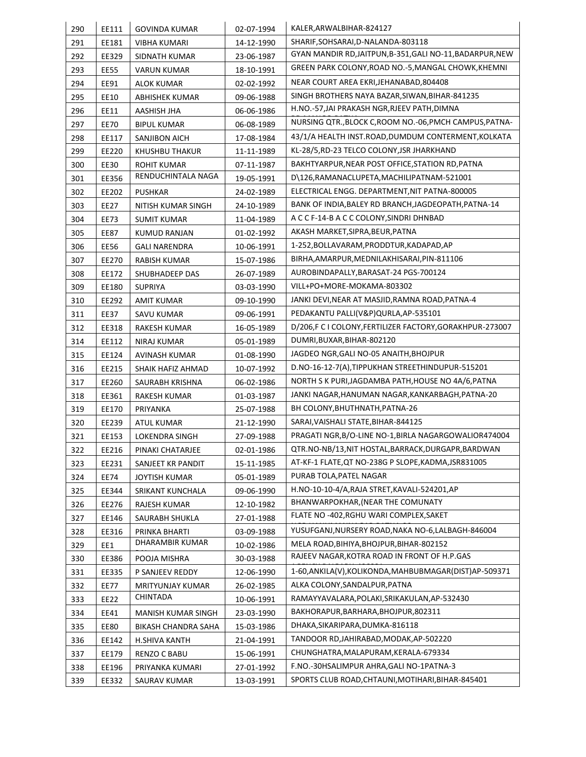| 290 | EE111 | GOVINDA KUMAR | 02-07-1994 | KALER,ARWALBIHAR-824127 |
|---|---|---|---|---|
| 291 | EE181 | VIBHA KUMARI | 14-12-1990 | SHARIF,SOHSARAI,D-NALANDA-803118 |
| 292 | EE329 | SIDNATH KUMAR | 23-06-1987 | GYAN MANDIR RD,JAITPUN,B-351,GALI NO-11,BADARPUR,NEW |
| 293 | EE55 | VARUN KUMAR | 18-10-1991 | GREEN PARK COLONY,ROAD NO.-5,MANGAL CHOWK,KHEMNI |
| 294 | EE91 | ALOK KUMAR | 02-02-1992 | NEAR COURT AREA EKRI,JEHANABAD,804408 |
| 295 | EE10 | ABHISHEK KUMAR | 09-06-1988 | SINGH BROTHERS NAYA BAZAR,SIWAN,BIHAR-841235 |
| 296 | EE11 | AASHISH JHA | 06-06-1986 | H.NO.-57,JAI PRAKASH NGR,RJEEV PATH,DIMNA |
| 297 | EE70 | BIPUL KUMAR | 06-08-1989 | NURSING QTR.,BLOCK C,ROOM NO.-06,PMCH CAMPUS,PATNA- |
| 298 | EE117 | SANJIBON AICH | 17-08-1984 | 43/1/A HEALTH INST.ROAD,DUMDUM CONTERMENT,KOLKATA |
| 299 | EE220 | KHUSHBU THAKUR | 11-11-1989 | KL-28/5,RD-23 TELCO COLONY,JSR JHARKHAND |
| 300 | EE30 | ROHIT KUMAR | 07-11-1987 | BAKHTYARPUR,NEAR POST OFFICE,STATION RD,PATNA |
| 301 | EE356 | RENDUCHINTALA NAGA | 19-05-1991 | D\126,RAMANACLUPETA,MACHILIPATNAM-521001 |
| 302 | EE202 | PUSHKAR | 24-02-1989 | ELECTRICAL ENGG. DEPARTMENT,NIT PATNA-800005 |
| 303 | EE27 | NITISH KUMAR SINGH | 24-10-1989 | BANK OF INDIA,BALEY RD BRANCH,JAGDEOPATH,PATNA-14 |
| 304 | EE73 | SUMIT KUMAR | 11-04-1989 | A C C F-14-B A C C COLONY,SINDRI DHNBAD |
| 305 | EE87 | KUMUD RANJAN | 01-02-1992 | AKASH MARKET,SIPRA,BEUR,PATNA |
| 306 | EE56 | GALI NARENDRA | 10-06-1991 | 1-252,BOLLAVARAM,PRODDTUR,KADAPAD,AP |
| 307 | EE270 | RABISH KUMAR | 15-07-1986 | BIRHA,AMARPUR,MEDNILAKHISARAI,PIN-811106 |
| 308 | EE172 | SHUBHADEEP DAS | 26-07-1989 | AUROBINDAPALLY,BARASAT-24 PGS-700124 |
| 309 | EE180 | SUPRIYA | 03-03-1990 | VILL+PO+MORE-MOKAMA-803302 |
| 310 | EE292 | AMIT KUMAR | 09-10-1990 | JANKI DEVI,NEAR AT MASJID,RAMNA ROAD,PATNA-4 |
| 311 | EE37 | SAVU KUMAR | 09-06-1991 | PEDAKANTU PALLI(V&P)QURLA,AP-535101 |
| 312 | EE318 | RAKESH KUMAR | 16-05-1989 | D/206,F C I COLONY,FERTILIZER FACTORY,GORAKHPUR-273007 |
| 314 | EE112 | NIRAJ KUMAR | 05-01-1989 | DUMRI,BUXAR,BIHAR-802120 |
| 315 | EE124 | AVINASH KUMAR | 01-08-1990 | JAGDEO NGR,GALI NO-05 ANAITH,BHOJPUR |
| 316 | EE215 | SHAIK HAFIZ AHMAD | 10-07-1992 | D.NO-16-12-7(A),TIPPUKHAN STREETHINDUPUR-515201 |
| 317 | EE260 | SAURABH KRISHNA | 06-02-1986 | NORTH S K PURI,JAGDAMBA PATH,HOUSE NO 4A/6,PATNA |
| 318 | EE361 | RAKESH KUMAR | 01-03-1987 | JANKI NAGAR,HANUMAN NAGAR,KANKARBAGH,PATNA-20 |
| 319 | EE170 | PRIYANKA | 25-07-1988 | BH COLONY,BHUTHNATH,PATNA-26 |
| 320 | EE239 | ATUL KUMAR | 21-12-1990 | SARAI,VAISHALI STATE,BIHAR-844125 |
| 321 | EE153 | LOKENDRA SINGH | 27-09-1988 | PRAGATI NGR,B/O-LINE NO-1,BIRLA NAGARGOWALIOR474004 |
| 322 | EE216 | PINAKI CHATARJEE | 02-01-1986 | QTR.NO-NB/13,NIT HOSTAL,BARRACK,DURGAPR,BARDWAN |
| 323 | EE231 | SANJEET KR PANDIT | 15-11-1985 | AT-KF-1 FLATE,QT NO-238G P SLOPE,KADMA,JSR831005 |
| 324 | EE74 | JOYTISH KUMAR | 05-01-1989 | PURAB TOLA,PATEL NAGAR |
| 325 | EE344 | SRIKANT KUNCHALA | 09-06-1990 | H.NO-10-10-4/A,RAJA STRET,KAVALI-524201,AP |
| 326 | EE276 | RAJESH KUMAR | 12-10-1982 | BHANWARPOKHAR,(NEAR THE COMUNATY |
| 327 | EE146 | SAURABH SHUKLA | 27-01-1988 | FLATE NO -402,RGHU WARI COMPLEX,SAKET |
| 328 | EE316 | PRINKA BHARTI | 03-09-1988 | YUSUFGANJ,NURSERY ROAD,NAKA NO-6,LALBAGH-846004 |
| 329 | EE1 | DHARAMBIR KUMAR | 10-02-1986 | MELA ROAD,BIHIYA,BHOJPUR,BIHAR-802152 |
| 330 | EE386 | POOJA MISHRA | 30-03-1988 | RAJEEV NAGAR,KOTRA ROAD IN FRONT OF H.P.GAS |
| 331 | EE335 | P SANJEEV REDDY | 12-06-1990 | 1-60,ANKILA(V),KOLIKONDA,MAHBUBMAGAR(DIST)AP-509371 |
| 332 | EE77 | MRITYUNJAY KUMAR | 26-02-1985 | ALKA COLONY,SANDALPUR,PATNA |
| 333 | EE22 | CHINTADA | 10-06-1991 | RAMAYYAVALARA,POLAKI,SRIKAKULAN,AP-532430 |
| 334 | EE41 | MANISH KUMAR SINGH | 23-03-1990 | BAKHORAPUR,BARHARA,BHOJPUR,802311 |
| 335 | EE80 | BIKASH CHANDRA SAHA | 15-03-1986 | DHAKA,SIKARIPARA,DUMKA-816118 |
| 336 | EE142 | H.SHIVA KANTH | 21-04-1991 | TANDOOR RD,JAHIRABAD,MODAK,AP-502220 |
| 337 | EE179 | RENZO C BABU | 15-06-1991 | CHUNGHATRA,MALAPURAM,KERALA-679334 |
| 338 | EE196 | PRIYANKA KUMARI | 27-01-1992 | F.NO.-30HSALIMPUR AHRA,GALI NO-1PATNA-3 |
| 339 | EE332 | SAURAV KUMAR | 13-03-1991 | SPORTS CLUB ROAD,CHTAUNI,MOTIHARI,BIHAR-845401 |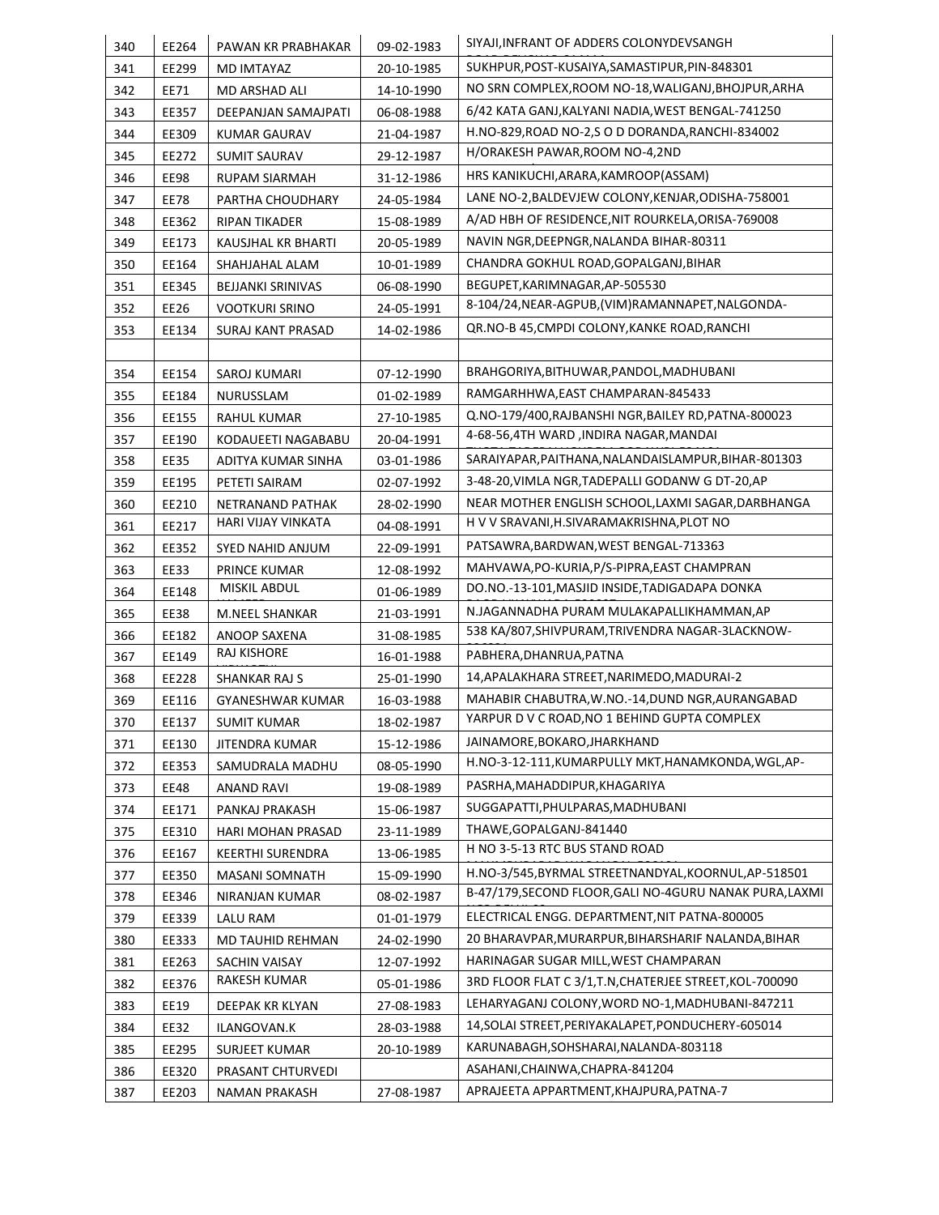| 340 | EE264 | PAWAN KR PRABHAKAR | 09-02-1983 | SIYAJI,INFRANT OF ADDERS COLONYDEVSANGH |
|---|---|---|---|---|
| 341 | EE299 | MD IMTAYAZ | 20-10-1985 | SUKHPUR,POST-KUSAIYA,SAMASTIPUR,PIN-848301 |
| 342 | EE71 | MD ARSHAD ALI | 14-10-1990 | NO SRN COMPLEX,ROOM NO-18,WALIGANJ,BHOJPUR,ARHA |
| 343 | EE357 | DEEPANJAN SAMAJPATI | 06-08-1988 | 6/42 KATA GANJ,KALYANI NADIA,WEST BENGAL-741250 |
| 344 | EE309 | KUMAR GAURAV | 21-04-1987 | H.NO-829,ROAD NO-2,S O D DORANDA,RANCHI-834002 |
| 345 | EE272 | SUMIT SAURAV | 29-12-1987 | H/ORAKESH PAWAR,ROOM NO-4,2ND |
| 346 | EE98 | RUPAM SIARMAH | 31-12-1986 | HRS KANIKUCHI,ARARA,KAMROOP(ASSAM) |
| 347 | EE78 | PARTHA CHOUDHARY | 24-05-1984 | LANE NO-2,BALDEVJEW COLONY,KENJAR,ODISHA-758001 |
| 348 | EE362 | RIPAN TIKADER | 15-08-1989 | A/AD HBH OF RESIDENCE,NIT ROURKELA,ORISA-769008 |
| 349 | EE173 | KAUSJHAL KR BHARTI | 20-05-1989 | NAVIN NGR,DEEPNGR,NALANDA BIHAR-80311 |
| 350 | EE164 | SHAHJAHAL ALAM | 10-01-1989 | CHANDRA GOKHUL ROAD,GOPALGANJ,BIHAR |
| 351 | EE345 | BEJJANKI SRINIVAS | 06-08-1990 | BEGUPET,KARIMNAGAR,AP-505530 |
| 352 | EE26 | VOOTKURI SRINO | 24-05-1991 | 8-104/24,NEAR-AGPUB,(VIM)RAMANNAPET,NALGONDA- |
| 353 | EE134 | SURAJ KANT PRASAD | 14-02-1986 | QR.NO-B 45,CMPDI COLONY,KANKE ROAD,RANCHI |
| | | | | |
| 354 | EE154 | SAROJ KUMARI | 07-12-1990 | BRAHGORIYA,BITHUWAR,PANDOL,MADHUBANI |
| 355 | EE184 | NURUSSLAM | 01-02-1989 | RAMGARHHWA,EAST CHAMPARAN-845433 |
| 356 | EE155 | RAHUL KUMAR | 27-10-1985 | Q.NO-179/400,RAJBANSHI NGR,BAILEY RD,PATNA-800023 |
| 357 | EE190 | KODAUEETI NAGABABU | 20-04-1991 | 4-68-56,4TH WARD ,INDIRA NAGAR,MANDAI |
| 358 | EE35 | ADITYA KUMAR SINHA | 03-01-1986 | SARAIYAPAR,PAITHANA,NALANDAISLAMPUR,BIHAR-801303 |
| 359 | EE195 | PETETI SAIRAM | 02-07-1992 | 3-48-20,VIMLA NGR,TADEPALLI GODANW G DT-20,AP |
| 360 | EE210 | NETRANAND PATHAK | 28-02-1990 | NEAR MOTHER ENGLISH SCHOOL,LAXMI SAGAR,DARBHANGA |
| 361 | EE217 | HARI VIJAY VINKATA | 04-08-1991 | H V V SRAVANI,H.SIVARAMAKRISHNA,PLOT NO |
| 362 | EE352 | SYED NAHID ANJUM | 22-09-1991 | PATSAWRA,BARDWAN,WEST BENGAL-713363 |
| 363 | EE33 | PRINCE KUMAR | 12-08-1992 | MAHVAWA,PO-KURIA,P/S-PIPRA,EAST CHAMPRAN |
| 364 | EE148 | MISKIL ABDUL | 01-06-1989 | DO.NO.-13-101,MASJID INSIDE,TADIGADAPA DONKA |
| 365 | EE38 | M.NEEL SHANKAR | 21-03-1991 | N.JAGANNADHA PURAM MULAKAPALLIKHAMMAN,AP |
| 366 | EE182 | ANOOP SAXENA | 31-08-1985 | 538 KA/807,SHIVPURAM,TRIVENDRA NAGAR-3LACKNOW- |
| 367 | EE149 | RAJ KISHORE | 16-01-1988 | PABHERA,DHANRUA,PATNA |
| 368 | EE228 | SHANKAR RAJ S | 25-01-1990 | 14,APALAKHARA STREET,NARIMEDO,MADURAI-2 |
| 369 | EE116 | GYANESHWAR KUMAR | 16-03-1988 | MAHABIR CHABUTRA,W.NO.-14,DUND NGR,AURANGABAD |
| 370 | EE137 | SUMIT KUMAR | 18-02-1987 | YARPUR D V C ROAD,NO 1 BEHIND GUPTA COMPLEX |
| 371 | EE130 | JITENDRA KUMAR | 15-12-1986 | JAINAMORE,BOKARO,JHARKHAND |
| 372 | EE353 | SAMUDRALA MADHU | 08-05-1990 | H.NO-3-12-111,KUMARPULLY MKT,HANAMKONDA,WGL,AP- |
| 373 | EE48 | ANAND RAVI | 19-08-1989 | PASRHA,MAHADDIPUR,KHAGARIYA |
| 374 | EE171 | PANKAJ PRAKASH | 15-06-1987 | SUGGAPATTI,PHULPARAS,MADHUBANI |
| 375 | EE310 | HARI MOHAN PRASAD | 23-11-1989 | THAWE,GOPALGANJ-841440 |
| 376 | EE167 | KEERTHI SURENDRA | 13-06-1985 | H NO 3-5-13 RTC BUS STAND ROAD |
| 377 | EE350 | MASANI SOMNATH | 15-09-1990 | H.NO-3/545,BYRMAL STREETNANDYAL,KOORNUL,AP-518501 |
| 378 | EE346 | NIRANJAN KUMAR | 08-02-1987 | B-47/179,SECOND FLOOR,GALI NO-4GURU NANAK PURA,LAXMI |
| 379 | EE339 | LALU RAM | 01-01-1979 | ELECTRICAL ENGG. DEPARTMENT,NIT PATNA-800005 |
| 380 | EE333 | MD TAUHID REHMAN | 24-02-1990 | 20 BHARAVPAR,MURARPUR,BIHARSHARIF NALANDA,BIHAR |
| 381 | EE263 | SACHIN VAISAY | 12-07-1992 | HARINAGAR SUGAR MILL,WEST CHAMPARAN |
| 382 | EE376 | RAKESH KUMAR | 05-01-1986 | 3RD FLOOR FLAT C 3/1,T.N,CHATERJEE STREET,KOL-700090 |
| 383 | EE19 | DEEPAK KR KLYAN | 27-08-1983 | LEHARYAGANJ COLONY,WORD NO-1,MADHUBANI-847211 |
| 384 | EE32 | ILANGOVAN.K | 28-03-1988 | 14,SOLAI STREET,PERIYAKALAPET,PONDUCHERY-605014 |
| 385 | EE295 | SURJEET KUMAR | 20-10-1989 | KARUNABAGH,SOHSHARAI,NALANDA-803118 |
| 386 | EE320 | PRASANT CHTURVEDI | | ASAHANI,CHAINWA,CHAPRA-841204 |
| 387 | EE203 | NAMAN PRAKASH | 27-08-1987 | APRAJEETA APPARTMENT,KHAJPURA,PATNA-7 |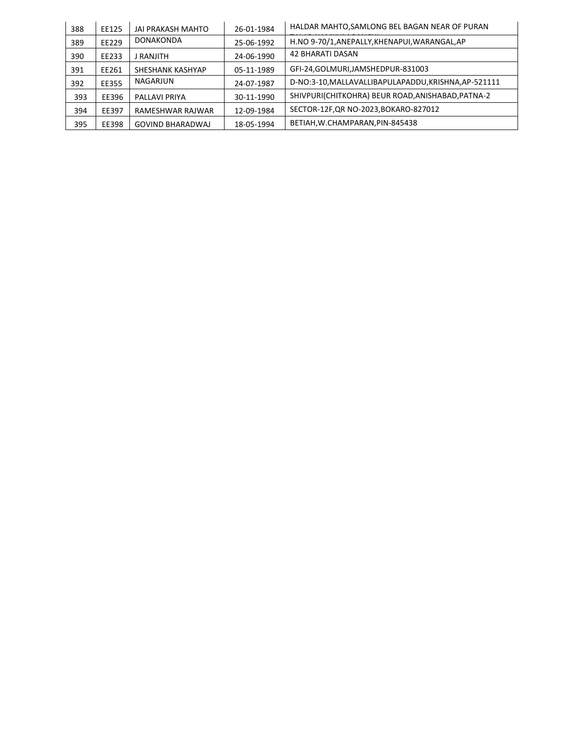| | | | | |
|---|---|---|---|---|
| 388 | EE125 | JAI PRAKASH MAHTO | 26-01-1984 | HALDAR MAHTO,SAMLONG BEL BAGAN NEAR OF PURAN |
| 389 | EE229 | DONAKONDA | 25-06-1992 | H.NO 9-70/1,ANEPALLY,KHENAPUI,WARANGAL,AP |
| 390 | EE233 | J RANJITH | 24-06-1990 | 42 BHARATI DASAN |
| 391 | EE261 | SHESHANK KASHYAP | 05-11-1989 | GFI-24,GOLMURI,JAMSHEDPUR-831003 |
| 392 | EE355 | NAGARJUN | 24-07-1987 | D-NO:3-10,MALLAVALLIBAPULAPADDU,KRISHNA,AP-521111 |
| 393 | EE396 | PALLAVI PRIYA | 30-11-1990 | SHIVPURI(CHITKOHRA) BEUR ROAD,ANISHABAD,PATNA-2 |
| 394 | EE397 | RAMESHWAR RAJWAR | 12-09-1984 | SECTOR-12F,QR NO-2023,BOKARO-827012 |
| 395 | EE398 | GOVIND BHARADWAJ | 18-05-1994 | BETIAH,W.CHAMPARAN,PIN-845438 |